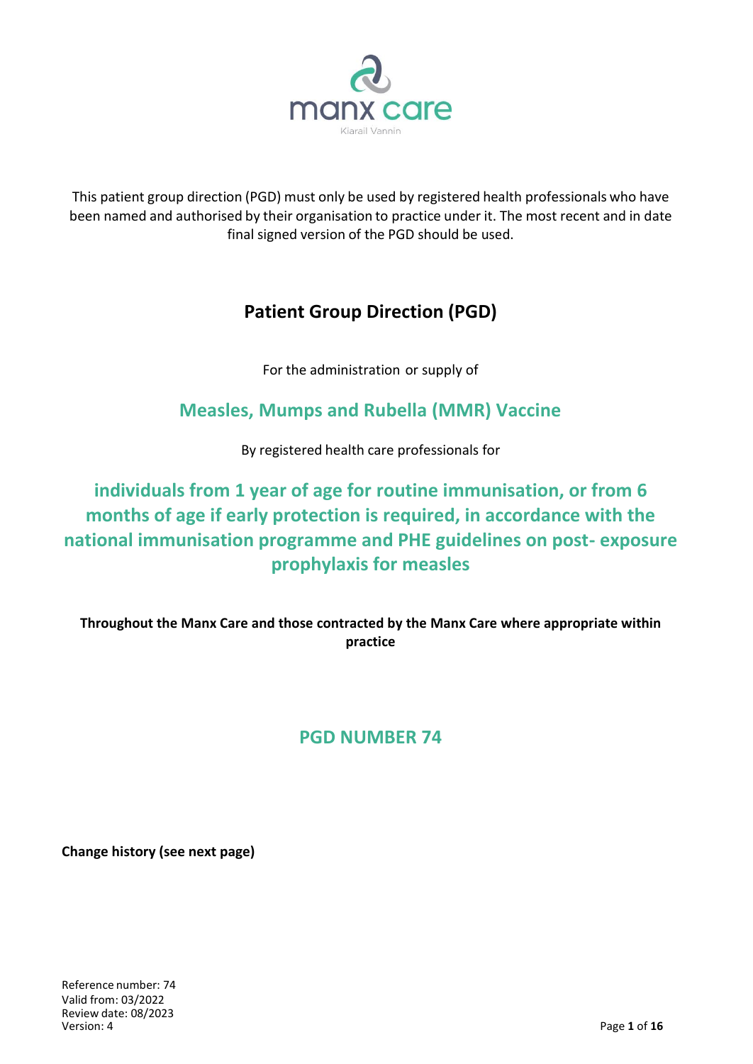This patient group direction (PGD) must only be used by registered health professionals who have been named and authorised by their organisation to practice under it. The most recent and in date final signed version of the PGD should be used.

# Patient Group Direction (PGD)

For the administration or supply of

## Measles, Mumps and Rubella (MMR) Vaccine

By registered health care professionals for

## individuals from 1 year of age for routine immunisation, or from 6 months of age if early protection is required, in accordance with the national immunisation programme and PHE guidelines on post- exposure prophylaxis for measles

**Throughout the Manx Care and those contracted by the Manx Care where appropriate within practice**

## PGD NUMBER 74

**Change history (see next page)**

Reference number: 74
Valid from: 03/2022
Review date: 08/2023
Version: 4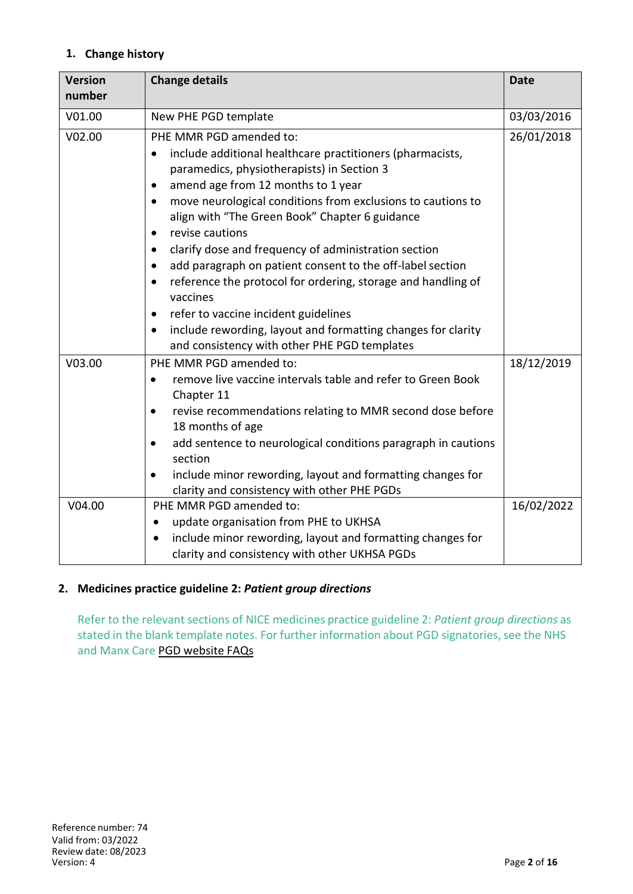## 1. Change history

| Version number | Change details | Date |
|---|---|---|
| V01.00 | New PHE PGD template | 03/03/2016 |
| V02.00 | PHE MMR PGD amended to:<br>• include additional healthcare practitioners (pharmacists, paramedics, physiotherapists) in Section 3<br>• amend age from 12 months to 1 year<br>• move neurological conditions from exclusions to cautions to align with "The Green Book" Chapter 6 guidance<br>• revise cautions<br>• clarify dose and frequency of administration section<br>• add paragraph on patient consent to the off-label section<br>• reference the protocol for ordering, storage and handling of vaccines<br>• refer to vaccine incident guidelines<br>• include rewording, layout and formatting changes for clarity and consistency with other PHE PGD templates | 26/01/2018 |
| V03.00 | PHE MMR PGD amended to:<br>• remove live vaccine intervals table and refer to Green Book Chapter 11<br>• revise recommendations relating to MMR second dose before 18 months of age<br>• add sentence to neurological conditions paragraph in cautions section<br>• include minor rewording, layout and formatting changes for clarity and consistency with other PHE PGDs | 18/12/2019 |
| V04.00 | PHE MMR PGD amended to:<br>• update organisation from PHE to UKHSA<br>• include minor rewording, layout and formatting changes for clarity and consistency with other UKHSA PGDs | 16/02/2022 |

## 2. Medicines practice guideline 2: *Patient group directions*

Refer to the relevant sections of NICE medicines practice guideline 2: *Patient group directions* as stated in the blank template notes. For further information about PGD signatories, see the NHS and Manx Care PGD website FAQs

Reference number: 74
Valid from: 03/2022
Review date: 08/2023
Version: 4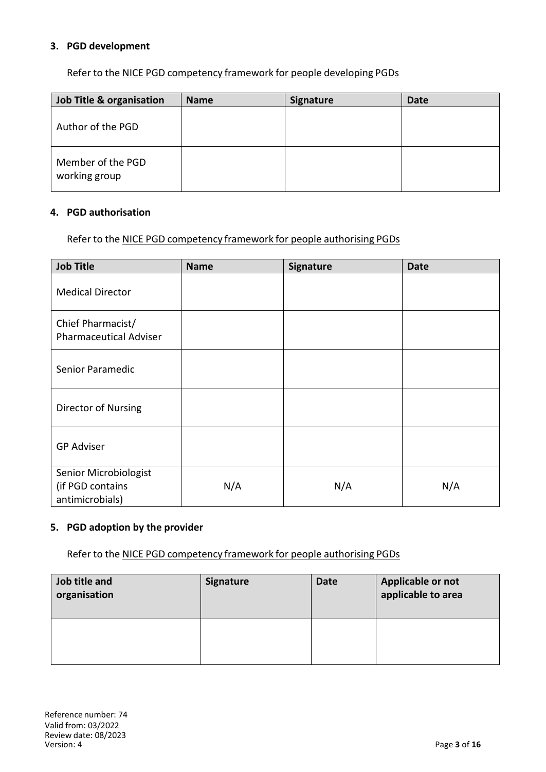### 3. PGD development

Refer to the NICE PGD competency framework for people developing PGDs

| Job Title & organisation | Name | Signature | Date |
|---|---|---|---|
| Author of the PGD | | | |
| Member of the PGD working group | | | |

### 4. PGD authorisation

Refer to the NICE PGD competency framework for people authorising PGDs

| Job Title | Name | Signature | Date |
|---|---|---|---|
| Medical Director | | | |
| Chief Pharmacist/ Pharmaceutical Adviser | | | |
| Senior Paramedic | | | |
| Director of Nursing | | | |
| GP Adviser | | | |
| Senior Microbiologist (if PGD contains antimicrobials) | N/A | N/A | N/A |

### 5. PGD adoption by the provider

Refer to the NICE PGD competency framework for people authorising PGDs

| Job title and organisation | Signature | Date | Applicable or not applicable to area |
|---|---|---|---|
| | | | |

Reference number: 74
Valid from: 03/2022
Review date: 08/2023
Version: 4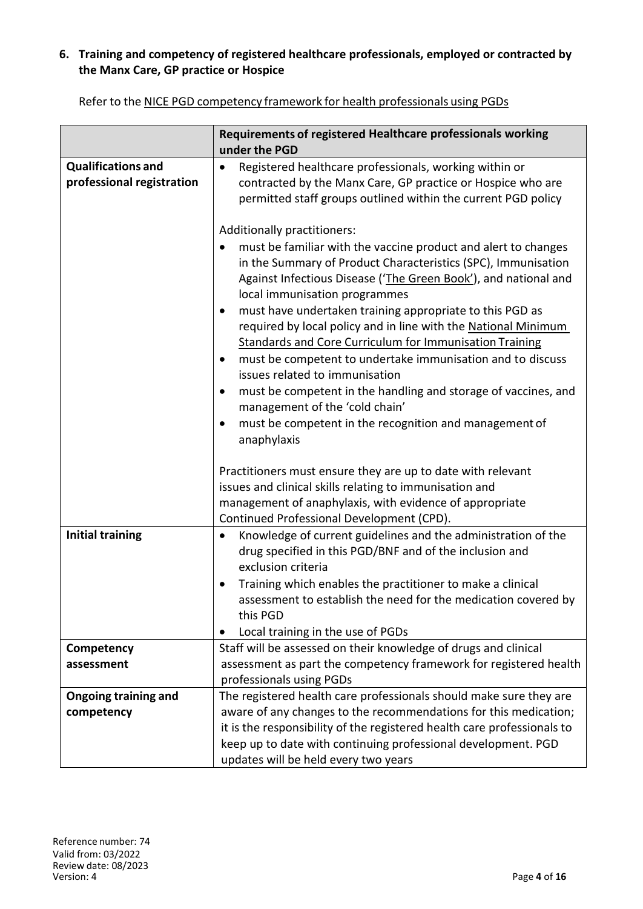## 6. Training and competency of registered healthcare professionals, employed or contracted by the Manx Care, GP practice or Hospice

Refer to the NICE PGD competency framework for health professionals using PGDs

| | Requirements of registered Healthcare professionals working under the PGD |
|---|---|
| **Qualifications and professional registration** | • Registered healthcare professionals, working within or contracted by the Manx Care, GP practice or Hospice who are permitted staff groups outlined within the current PGD policy<br><br>Additionally practitioners:<br>• must be familiar with the vaccine product and alert to changes in the Summary of Product Characteristics (SPC), Immunisation Against Infectious Disease ('The Green Book'), and national and local immunisation programmes<br>• must have undertaken training appropriate to this PGD as required by local policy and in line with the National Minimum Standards and Core Curriculum for Immunisation Training<br>• must be competent to undertake immunisation and to discuss issues related to immunisation<br>• must be competent in the handling and storage of vaccines, and management of the 'cold chain'<br>• must be competent in the recognition and management of anaphylaxis<br><br>Practitioners must ensure they are up to date with relevant issues and clinical skills relating to immunisation and management of anaphylaxis, with evidence of appropriate Continued Professional Development (CPD). |
| **Initial training** | • Knowledge of current guidelines and the administration of the drug specified in this PGD/BNF and of the inclusion and exclusion criteria<br>• Training which enables the practitioner to make a clinical assessment to establish the need for the medication covered by this PGD<br>• Local training in the use of PGDs |
| **Competency assessment** | Staff will be assessed on their knowledge of drugs and clinical assessment as part the competency framework for registered health professionals using PGDs |
| **Ongoing training and competency** | The registered health care professionals should make sure they are aware of any changes to the recommendations for this medication; it is the responsibility of the registered health care professionals to keep up to date with continuing professional development. PGD updates will be held every two years |

Reference number: 74
Valid from: 03/2022
Review date: 08/2023
Version: 4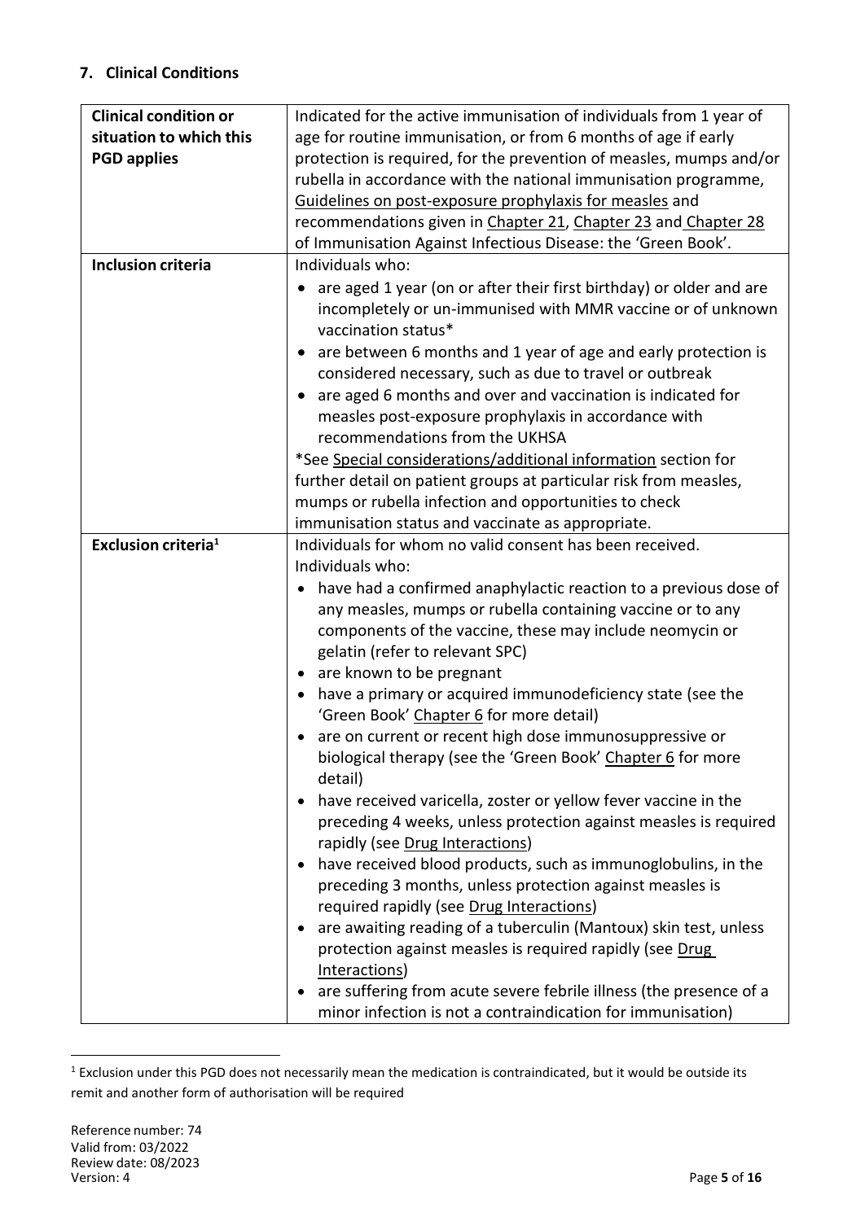## 7. Clinical Conditions

| **Clinical condition or situation to which this PGD applies** | Indicated for the active immunisation of individuals from 1 year of age for routine immunisation, or from 6 months of age if early protection is required, for the prevention of measles, mumps and/or rubella in accordance with the national immunisation programme, Guidelines on post-exposure prophylaxis for measles and recommendations given in Chapter 21, Chapter 23 and Chapter 28 of Immunisation Against Infectious Disease: the 'Green Book'. |
|---|---|
| **Inclusion criteria** | Individuals who:<br>• are aged 1 year (on or after their first birthday) or older and are incompletely or un-immunised with MMR vaccine or of unknown vaccination status*<br>• are between 6 months and 1 year of age and early protection is considered necessary, such as due to travel or outbreak<br>• are aged 6 months and over and vaccination is indicated for measles post-exposure prophylaxis in accordance with recommendations from the UKHSA<br>*See Special considerations/additional information section for further detail on patient groups at particular risk from measles, mumps or rubella infection and opportunities to check immunisation status and vaccinate as appropriate. |
| **Exclusion criteria**[1] | Individuals for whom no valid consent has been received.<br>Individuals who:<br>• have had a confirmed anaphylactic reaction to a previous dose of any measles, mumps or rubella containing vaccine or to any components of the vaccine, these may include neomycin or gelatin (refer to relevant SPC)<br>• are known to be pregnant<br>• have a primary or acquired immunodeficiency state (see the 'Green Book' Chapter 6 for more detail)<br>• are on current or recent high dose immunosuppressive or biological therapy (see the 'Green Book' Chapter 6 for more detail)<br>• have received varicella, zoster or yellow fever vaccine in the preceding 4 weeks, unless protection against measles is required rapidly (see Drug Interactions)<br>• have received blood products, such as immunoglobulins, in the preceding 3 months, unless protection against measles is required rapidly (see Drug Interactions)<br>• are awaiting reading of a tuberculin (Mantoux) skin test, unless protection against measles is required rapidly (see Drug Interactions)<br>• are suffering from acute severe febrile illness (the presence of a minor infection is not a contraindication for immunisation) |

[1] Exclusion under this PGD does not necessarily mean the medication is contraindicated, but it would be outside its remit and another form of authorisation will be required

Reference number: 74
Valid from: 03/2022
Review date: 08/2023
Version: 4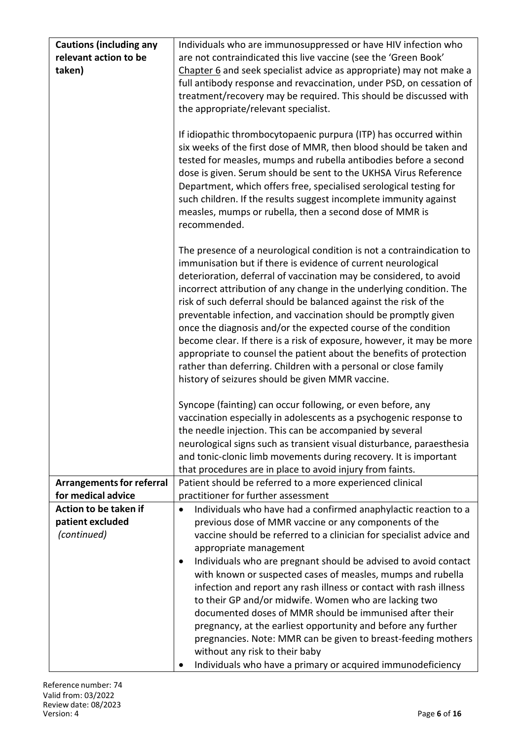| | |
|---|---|
| **Cautions (including any relevant action to be taken)** | Individuals who are immunosuppressed or have HIV infection who are not contraindicated this live vaccine (see the 'Green Book' Chapter 6 and seek specialist advice as appropriate) may not make a full antibody response and revaccination, under PSD, on cessation of treatment/recovery may be required. This should be discussed with the appropriate/relevant specialist.<br><br>If idiopathic thrombocytopaenic purpura (ITP) has occurred within six weeks of the first dose of MMR, then blood should be taken and tested for measles, mumps and rubella antibodies before a second dose is given. Serum should be sent to the UKHSA Virus Reference Department, which offers free, specialised serological testing for such children. If the results suggest incomplete immunity against measles, mumps or rubella, then a second dose of MMR is recommended.<br><br>The presence of a neurological condition is not a contraindication to immunisation but if there is evidence of current neurological deterioration, deferral of vaccination may be considered, to avoid incorrect attribution of any change in the underlying condition. The risk of such deferral should be balanced against the risk of the preventable infection, and vaccination should be promptly given once the diagnosis and/or the expected course of the condition become clear. If there is a risk of exposure, however, it may be more appropriate to counsel the patient about the benefits of protection rather than deferring. Children with a personal or close family history of seizures should be given MMR vaccine.<br><br>Syncope (fainting) can occur following, or even before, any vaccination especially in adolescents as a psychogenic response to the needle injection. This can be accompanied by several neurological signs such as transient visual disturbance, paraesthesia and tonic-clonic limb movements during recovery. It is important that procedures are in place to avoid injury from faints. |
| **Arrangements for referral for medical advice** | Patient should be referred to a more experienced clinical practitioner for further assessment |
| **Action to be taken if patient excluded** *(continued)* | • Individuals who have had a confirmed anaphylactic reaction to a previous dose of MMR vaccine or any components of the vaccine should be referred to a clinician for specialist advice and appropriate management<br>• Individuals who are pregnant should be advised to avoid contact with known or suspected cases of measles, mumps and rubella infection and report any rash illness or contact with rash illness to their GP and/or midwife. Women who are lacking two documented doses of MMR should be immunised after their pregnancy, at the earliest opportunity and before any further pregnancies. Note: MMR can be given to breast-feeding mothers without any risk to their baby<br>• Individuals who have a primary or acquired immunodeficiency |

Reference number: 74
Valid from: 03/2022
Review date: 08/2023
Version: 4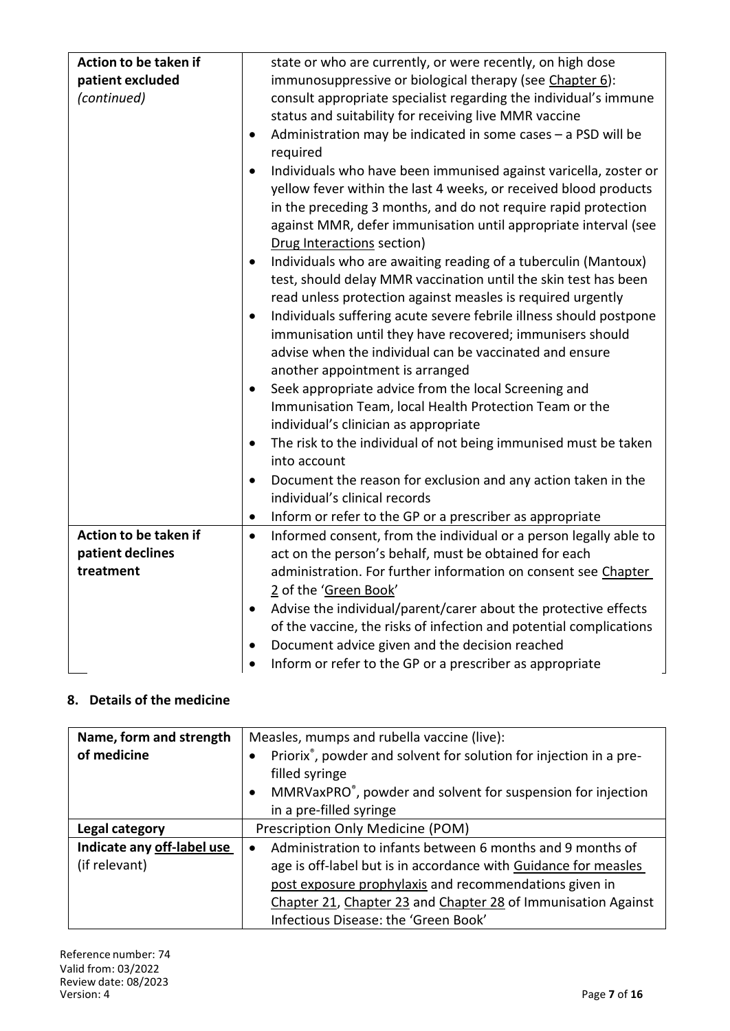| | |
|---|---|
| **Action to be taken if patient excluded** *(continued)* | state or who are currently, or were recently, on high dose immunosuppressive or biological therapy (see Chapter 6): consult appropriate specialist regarding the individual's immune status and suitability for receiving live MMR vaccine<br>• Administration may be indicated in some cases – a PSD will be required<br>• Individuals who have been immunised against varicella, zoster or yellow fever within the last 4 weeks, or received blood products in the preceding 3 months, and do not require rapid protection against MMR, defer immunisation until appropriate interval (see Drug Interactions section)<br>• Individuals who are awaiting reading of a tuberculin (Mantoux) test, should delay MMR vaccination until the skin test has been read unless protection against measles is required urgently<br>• Individuals suffering acute severe febrile illness should postpone immunisation until they have recovered; immunisers should advise when the individual can be vaccinated and ensure another appointment is arranged<br>• Seek appropriate advice from the local Screening and Immunisation Team, local Health Protection Team or the individual's clinician as appropriate<br>• The risk to the individual of not being immunised must be taken into account<br>• Document the reason for exclusion and any action taken in the individual's clinical records<br>• Inform or refer to the GP or a prescriber as appropriate |
| **Action to be taken if patient declines treatment** | • Informed consent, from the individual or a person legally able to act on the person's behalf, must be obtained for each administration. For further information on consent see Chapter 2 of the 'Green Book'<br>• Advise the individual/parent/carer about the protective effects of the vaccine, the risks of infection and potential complications<br>• Document advice given and the decision reached<br>• Inform or refer to the GP or a prescriber as appropriate |

## 8. Details of the medicine

| | |
|---|---|
| **Name, form and strength of medicine** | Measles, mumps and rubella vaccine (live):<br>• Priorix®, powder and solvent for solution for injection in a pre-filled syringe<br>• MMRVaxPRO®, powder and solvent for suspension for injection in a pre-filled syringe |
| **Legal category** | Prescription Only Medicine (POM) |
| **Indicate any off-label use** (if relevant) | • Administration to infants between 6 months and 9 months of age is off-label but is in accordance with Guidance for measles post exposure prophylaxis and recommendations given in Chapter 21, Chapter 23 and Chapter 28 of Immunisation Against Infectious Disease: the 'Green Book' |

Reference number: 74
Valid from: 03/2022
Review date: 08/2023
Version: 4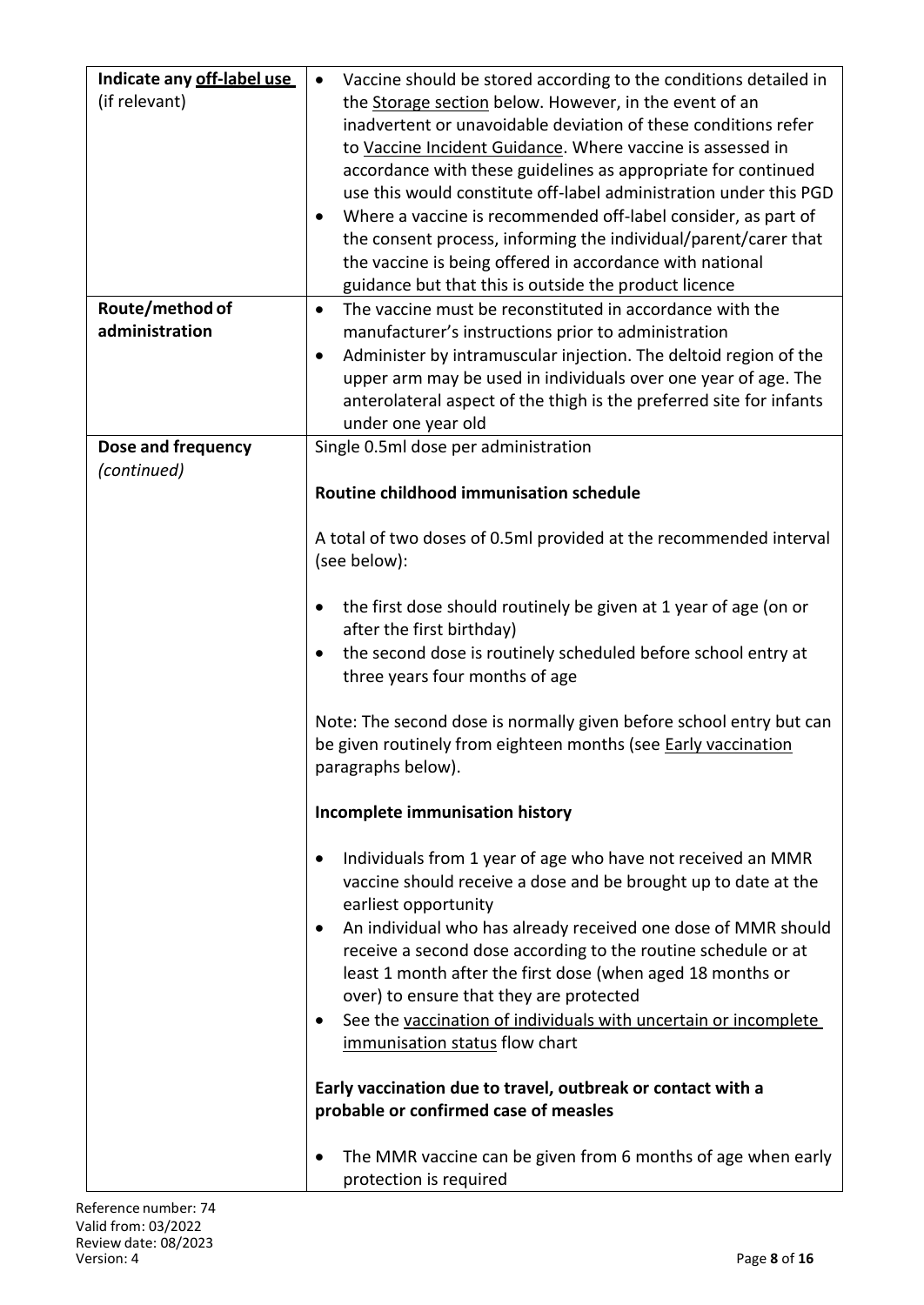| **Indicate any off-label use** (if relevant) | <ul><li>Vaccine should be stored according to the conditions detailed in the Storage section below. However, in the event of an inadvertent or unavoidable deviation of these conditions refer to Vaccine Incident Guidance. Where vaccine is assessed in accordance with these guidelines as appropriate for continued use this would constitute off-label administration under this PGD</li><li>Where a vaccine is recommended off-label consider, as part of the consent process, informing the individual/parent/carer that the vaccine is being offered in accordance with national guidance but that this is outside the product licence</li></ul> |
|---|---|
| **Route/method of administration** | <ul><li>The vaccine must be reconstituted in accordance with the manufacturer's instructions prior to administration</li><li>Administer by intramuscular injection. The deltoid region of the upper arm may be used in individuals over one year of age. The anterolateral aspect of the thigh is the preferred site for infants under one year old</li></ul> |
| **Dose and frequency** *(continued)* | Single 0.5ml dose per administration<br><br>**Routine childhood immunisation schedule**<br><br>A total of two doses of 0.5ml provided at the recommended interval (see below):<ul><li>the first dose should routinely be given at 1 year of age (on or after the first birthday)</li><li>the second dose is routinely scheduled before school entry at three years four months of age</li></ul>Note: The second dose is normally given before school entry but can be given routinely from eighteen months (see Early vaccination paragraphs below).<br><br>**Incomplete immunisation history**<ul><li>Individuals from 1 year of age who have not received an MMR vaccine should receive a dose and be brought up to date at the earliest opportunity</li><li>An individual who has already received one dose of MMR should receive a second dose according to the routine schedule or at least 1 month after the first dose (when aged 18 months or over) to ensure that they are protected</li><li>See the vaccination of individuals with uncertain or incomplete immunisation status flow chart</li></ul>**Early vaccination due to travel, outbreak or contact with a probable or confirmed case of measles**<ul><li>The MMR vaccine can be given from 6 months of age when early protection is required</li></ul> |

Reference number: 74
Valid from: 03/2022
Review date: 08/2023
Version: 4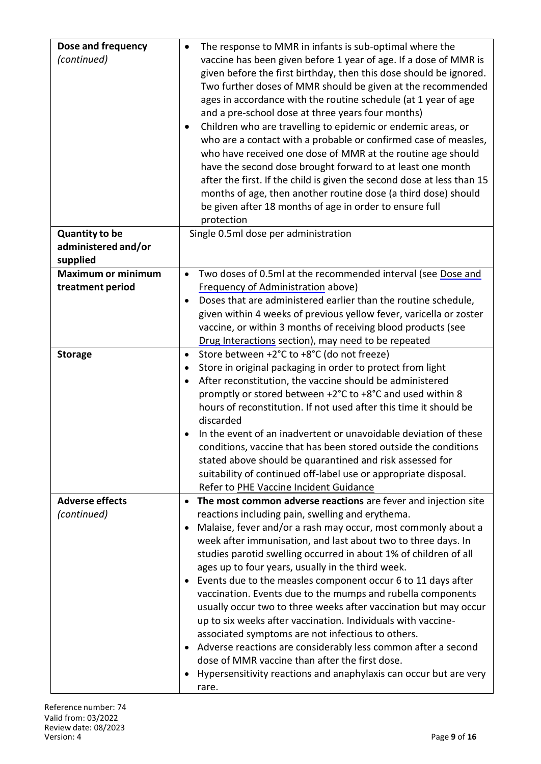| | |
|---|---|
| **Dose and frequency** *(continued)* | • The response to MMR in infants is sub-optimal where the vaccine has been given before 1 year of age. If a dose of MMR is given before the first birthday, then this dose should be ignored. Two further doses of MMR should be given at the recommended ages in accordance with the routine schedule (at 1 year of age and a pre-school dose at three years four months)<br>• Children who are travelling to epidemic or endemic areas, or who are a contact with a probable or confirmed case of measles, who have received one dose of MMR at the routine age should have the second dose brought forward to at least one month after the first. If the child is given the second dose at less than 15 months of age, then another routine dose (a third dose) should be given after 18 months of age in order to ensure full protection |
| **Quantity to be administered and/or supplied** | Single 0.5ml dose per administration |
| **Maximum or minimum treatment period** | • Two doses of 0.5ml at the recommended interval (see Dose and Frequency of Administration above)<br>• Doses that are administered earlier than the routine schedule, given within 4 weeks of previous yellow fever, varicella or zoster vaccine, or within 3 months of receiving blood products (see Drug Interactions section), may need to be repeated |
| **Storage** | • Store between +2°C to +8°C (do not freeze)<br>• Store in original packaging in order to protect from light<br>• After reconstitution, the vaccine should be administered promptly or stored between +2°C to +8°C and used within 8 hours of reconstitution. If not used after this time it should be discarded<br>• In the event of an inadvertent or unavoidable deviation of these conditions, vaccine that has been stored outside the conditions stated above should be quarantined and risk assessed for suitability of continued off-label use or appropriate disposal. Refer to PHE Vaccine Incident Guidance |
| **Adverse effects** *(continued)* | • **The most common adverse reactions** are fever and injection site reactions including pain, swelling and erythema.<br>• Malaise, fever and/or a rash may occur, most commonly about a week after immunisation, and last about two to three days. In studies parotid swelling occurred in about 1% of children of all ages up to four years, usually in the third week.<br>• Events due to the measles component occur 6 to 11 days after vaccination. Events due to the mumps and rubella components usually occur two to three weeks after vaccination but may occur up to six weeks after vaccination. Individuals with vaccine-associated symptoms are not infectious to others.<br>• Adverse reactions are considerably less common after a second dose of MMR vaccine than after the first dose.<br>• Hypersensitivity reactions and anaphylaxis can occur but are very rare. |

Reference number: 74
Valid from: 03/2022
Review date: 08/2023
Version: 4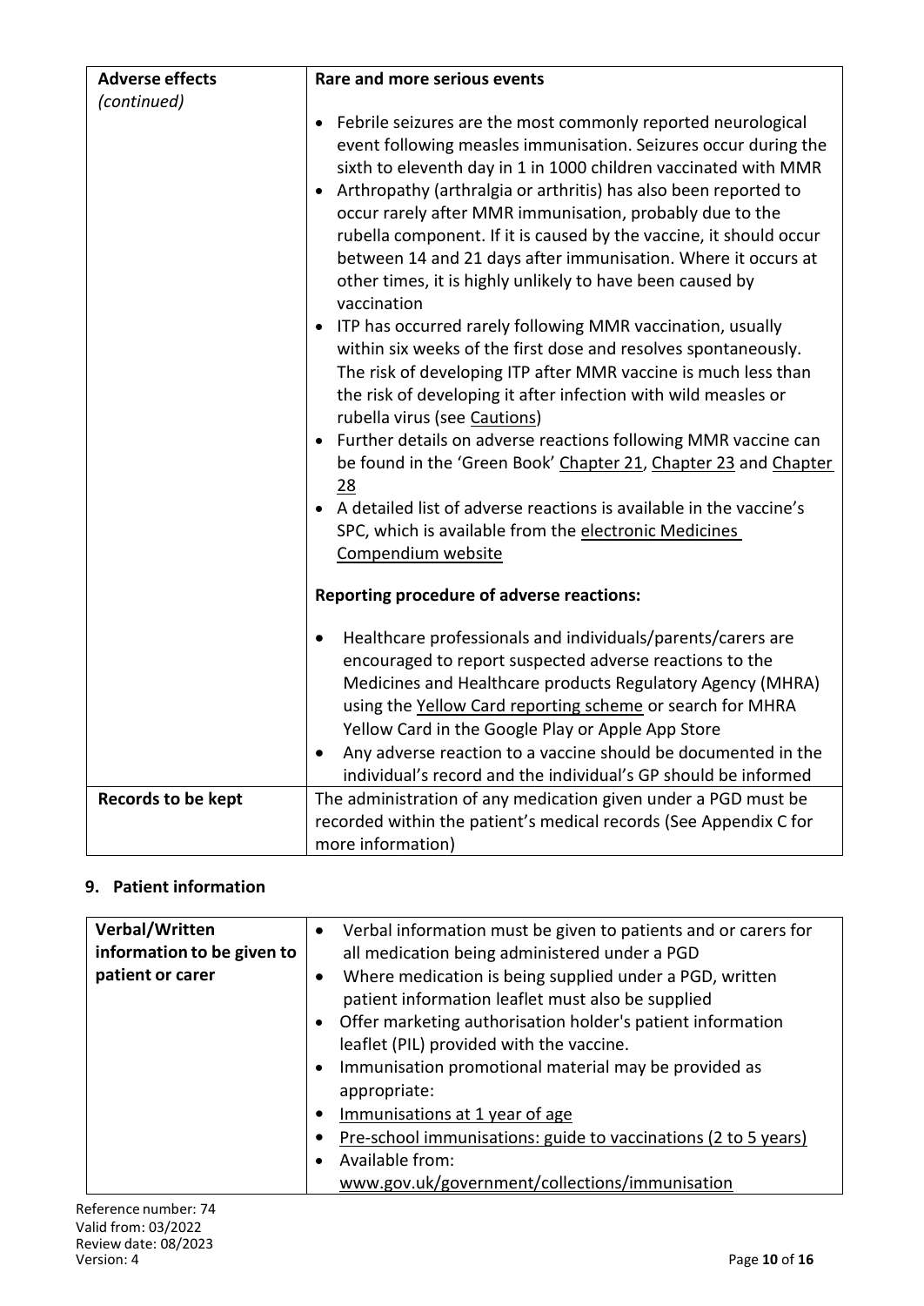| **Adverse effects** *(continued)* | **Rare and more serious events**<br><br>• Febrile seizures are the most commonly reported neurological event following measles immunisation. Seizures occur during the sixth to eleventh day in 1 in 1000 children vaccinated with MMR<br>• Arthropathy (arthralgia or arthritis) has also been reported to occur rarely after MMR immunisation, probably due to the rubella component. If it is caused by the vaccine, it should occur between 14 and 21 days after immunisation. Where it occurs at other times, it is highly unlikely to have been caused by vaccination<br>• ITP has occurred rarely following MMR vaccination, usually within six weeks of the first dose and resolves spontaneously. The risk of developing ITP after MMR vaccine is much less than the risk of developing it after infection with wild measles or rubella virus (see Cautions)<br>• Further details on adverse reactions following MMR vaccine can be found in the 'Green Book' Chapter 21, Chapter 23 and Chapter 28<br>• A detailed list of adverse reactions is available in the vaccine's SPC, which is available from the electronic Medicines Compendium website<br><br>**Reporting procedure of adverse reactions:**<br><br>• Healthcare professionals and individuals/parents/carers are encouraged to report suspected adverse reactions to the Medicines and Healthcare products Regulatory Agency (MHRA) using the Yellow Card reporting scheme or search for MHRA Yellow Card in the Google Play or Apple App Store<br>• Any adverse reaction to a vaccine should be documented in the individual's record and the individual's GP should be informed |
|---|---|
| **Records to be kept** | The administration of any medication given under a PGD must be recorded within the patient's medical records (See Appendix C for more information) |

## 9. Patient information

| **Verbal/Written information to be given to patient or carer** | • Verbal information must be given to patients and or carers for all medication being administered under a PGD<br>• Where medication is being supplied under a PGD, written patient information leaflet must also be supplied<br>• Offer marketing authorisation holder's patient information leaflet (PIL) provided with the vaccine.<br>• Immunisation promotional material may be provided as appropriate:<br>• Immunisations at 1 year of age<br>• Pre-school immunisations: guide to vaccinations (2 to 5 years)<br>• Available from: www.gov.uk/government/collections/immunisation |
|---|---|

Reference number: 74
Valid from: 03/2022
Review date: 08/2023
Version: 4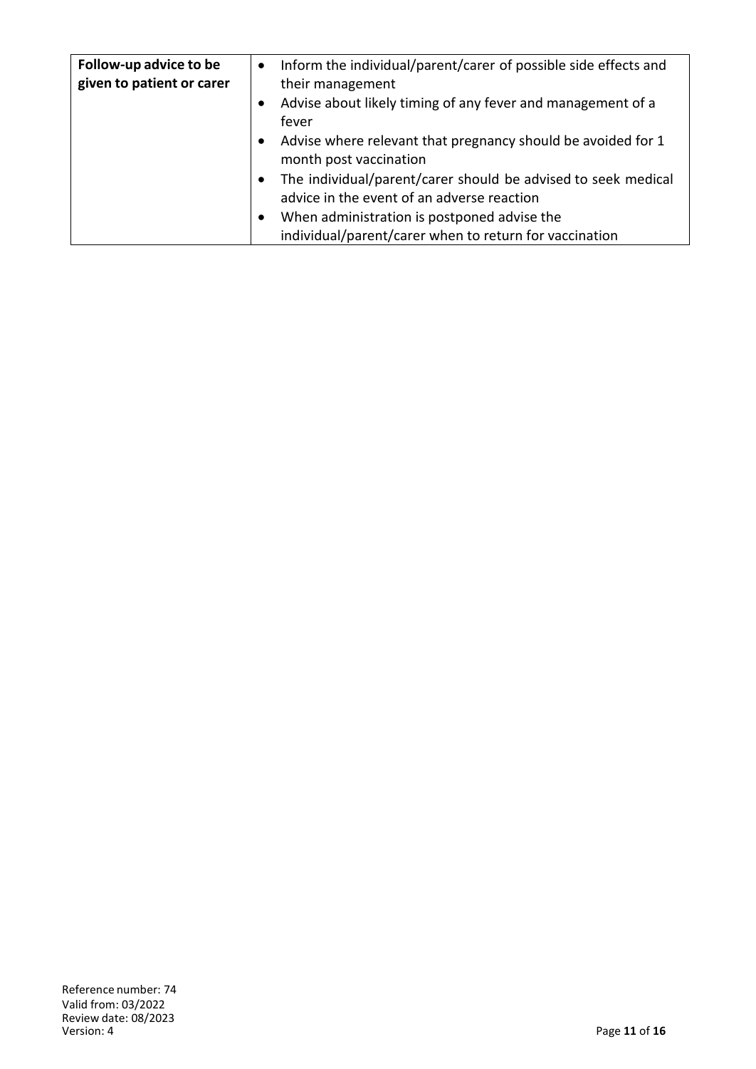| Follow-up advice to be given to patient or carer | • Inform the individual/parent/carer of possible side effects and their management<br>• Advise about likely timing of any fever and management of a fever<br>• Advise where relevant that pregnancy should be avoided for 1 month post vaccination<br>• The individual/parent/carer should be advised to seek medical advice in the event of an adverse reaction<br>• When administration is postponed advise the individual/parent/carer when to return for vaccination |
|---|---|

Reference number: 74
Valid from: 03/2022
Review date: 08/2023
Version: 4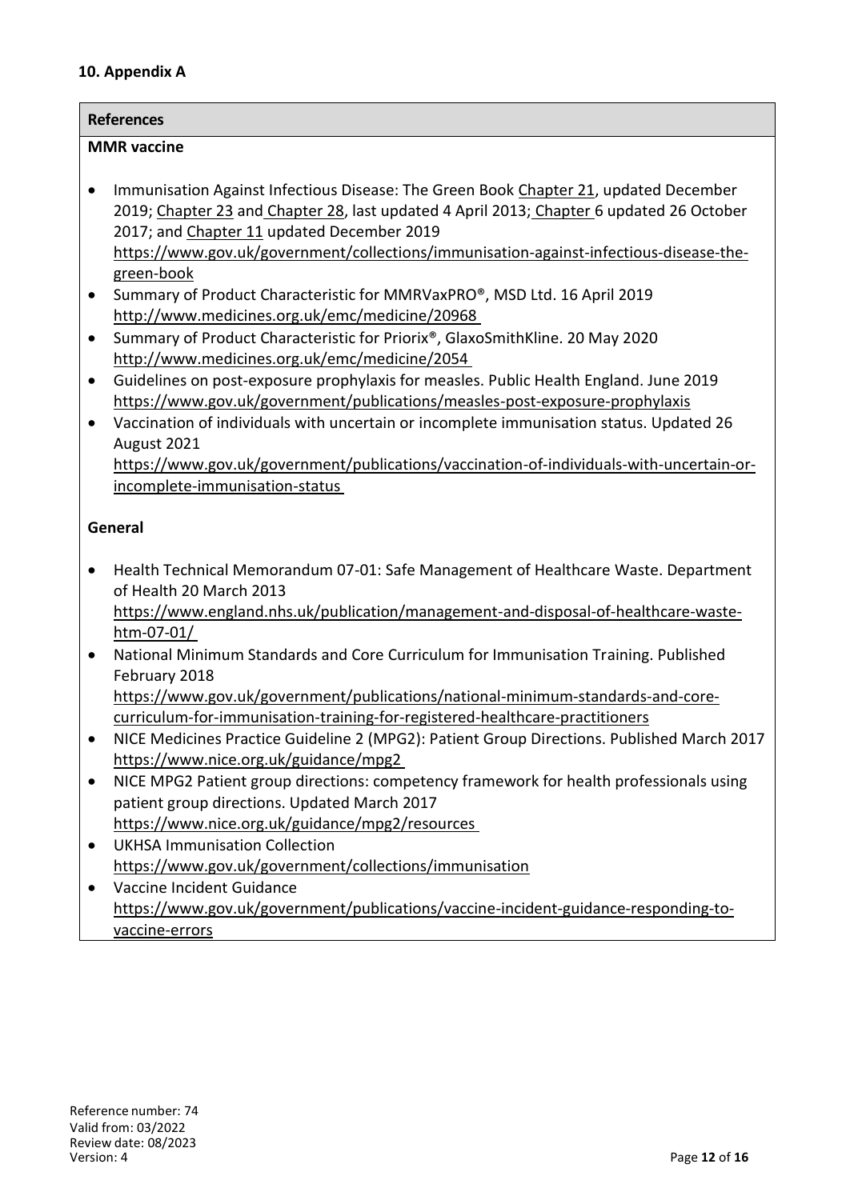## 10. Appendix A

**References**

**MMR vaccine**

- Immunisation Against Infectious Disease: The Green Book Chapter 21, updated December 2019; Chapter 23 and Chapter 28, last updated 4 April 2013; Chapter 6 updated 26 October 2017; and Chapter 11 updated December 2019 https://www.gov.uk/government/collections/immunisation-against-infectious-disease-the-green-book
- Summary of Product Characteristic for MMRVaxPRO®, MSD Ltd. 16 April 2019 http://www.medicines.org.uk/emc/medicine/20968
- Summary of Product Characteristic for Priorix®, GlaxoSmithKline. 20 May 2020 http://www.medicines.org.uk/emc/medicine/2054
- Guidelines on post-exposure prophylaxis for measles. Public Health England. June 2019 https://www.gov.uk/government/publications/measles-post-exposure-prophylaxis
- Vaccination of individuals with uncertain or incomplete immunisation status. Updated 26 August 2021 https://www.gov.uk/government/publications/vaccination-of-individuals-with-uncertain-or-incomplete-immunisation-status

**General**

- Health Technical Memorandum 07-01: Safe Management of Healthcare Waste. Department of Health 20 March 2013 https://www.england.nhs.uk/publication/management-and-disposal-of-healthcare-waste-htm-07-01/
- National Minimum Standards and Core Curriculum for Immunisation Training. Published February 2018 https://www.gov.uk/government/publications/national-minimum-standards-and-core-curriculum-for-immunisation-training-for-registered-healthcare-practitioners
- NICE Medicines Practice Guideline 2 (MPG2): Patient Group Directions. Published March 2017 https://www.nice.org.uk/guidance/mpg2
- NICE MPG2 Patient group directions: competency framework for health professionals using patient group directions. Updated March 2017 https://www.nice.org.uk/guidance/mpg2/resources
- UKHSA Immunisation Collection https://www.gov.uk/government/collections/immunisation
- Vaccine Incident Guidance https://www.gov.uk/government/publications/vaccine-incident-guidance-responding-to-vaccine-errors

Reference number: 74
Valid from: 03/2022
Review date: 08/2023
Version: 4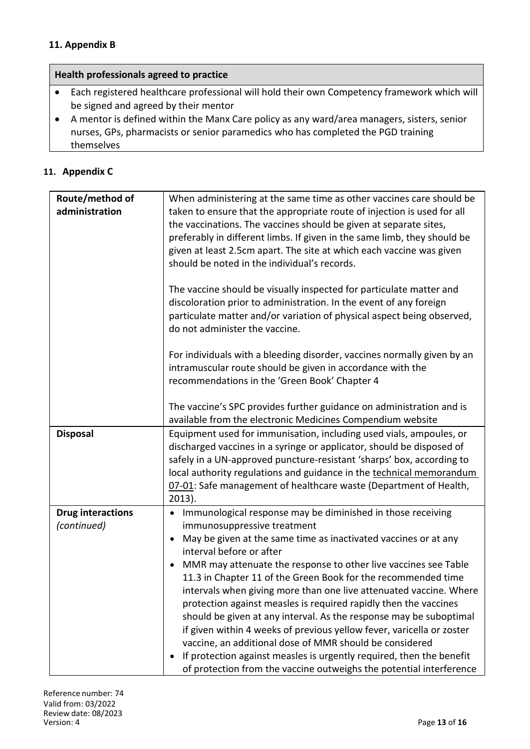## 11. Appendix B

| Health professionals agreed to practice |
|---|
| • Each registered healthcare professional will hold their own Competency framework which will be signed and agreed by their mentor<br>• A mentor is defined within the Manx Care policy as any ward/area managers, sisters, senior nurses, GPs, pharmacists or senior paramedics who has completed the PGD training themselves |

## 11. Appendix C

| | |
|---|---|
| **Route/method of administration** | When administering at the same time as other vaccines care should be taken to ensure that the appropriate route of injection is used for all the vaccinations. The vaccines should be given at separate sites, preferably in different limbs. If given in the same limb, they should be given at least 2.5cm apart. The site at which each vaccine was given should be noted in the individual's records.<br><br>The vaccine should be visually inspected for particulate matter and discoloration prior to administration. In the event of any foreign particulate matter and/or variation of physical aspect being observed, do not administer the vaccine.<br><br>For individuals with a bleeding disorder, vaccines normally given by an intramuscular route should be given in accordance with the recommendations in the 'Green Book' Chapter 4<br><br>The vaccine's SPC provides further guidance on administration and is available from the electronic Medicines Compendium website |
| **Disposal** | Equipment used for immunisation, including used vials, ampoules, or discharged vaccines in a syringe or applicator, should be disposed of safely in a UN-approved puncture-resistant 'sharps' box, according to local authority regulations and guidance in the technical memorandum 07-01: Safe management of healthcare waste (Department of Health, 2013). |
| **Drug interactions** *(continued)* | • Immunological response may be diminished in those receiving immunosuppressive treatment<br>• May be given at the same time as inactivated vaccines or at any interval before or after<br>• MMR may attenuate the response to other live vaccines see Table 11.3 in Chapter 11 of the Green Book for the recommended time intervals when giving more than one live attenuated vaccine. Where protection against measles is required rapidly then the vaccines should be given at any interval. As the response may be suboptimal if given within 4 weeks of previous yellow fever, varicella or zoster vaccine, an additional dose of MMR should be considered<br>• If protection against measles is urgently required, then the benefit of protection from the vaccine outweighs the potential interference |

Reference number: 74
Valid from: 03/2022
Review date: 08/2023
Version: 4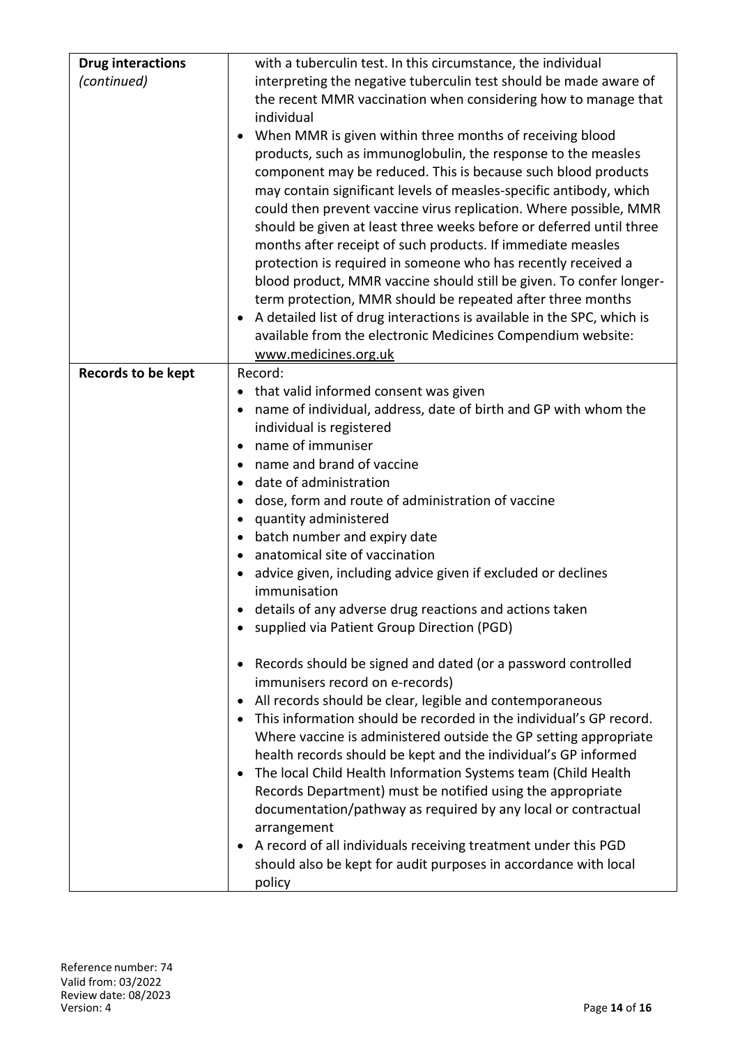| | |
|---|---|
| **Drug interactions** *(continued)* | with a tuberculin test. In this circumstance, the individual interpreting the negative tuberculin test should be made aware of the recent MMR vaccination when considering how to manage that individual<br>• When MMR is given within three months of receiving blood products, such as immunoglobulin, the response to the measles component may be reduced. This is because such blood products may contain significant levels of measles-specific antibody, which could then prevent vaccine virus replication. Where possible, MMR should be given at least three weeks before or deferred until three months after receipt of such products. If immediate measles protection is required in someone who has recently received a blood product, MMR vaccine should still be given. To confer longer-term protection, MMR should be repeated after three months<br>• A detailed list of drug interactions is available in the SPC, which is available from the electronic Medicines Compendium website: www.medicines.org.uk |
| **Records to be kept** | Record:<br>• that valid informed consent was given<br>• name of individual, address, date of birth and GP with whom the individual is registered<br>• name of immuniser<br>• name and brand of vaccine<br>• date of administration<br>• dose, form and route of administration of vaccine<br>• quantity administered<br>• batch number and expiry date<br>• anatomical site of vaccination<br>• advice given, including advice given if excluded or declines immunisation<br>• details of any adverse drug reactions and actions taken<br>• supplied via Patient Group Direction (PGD)<br><br>• Records should be signed and dated (or a password controlled immunisers record on e-records)<br>• All records should be clear, legible and contemporaneous<br>• This information should be recorded in the individual's GP record. Where vaccine is administered outside the GP setting appropriate health records should be kept and the individual's GP informed<br>• The local Child Health Information Systems team (Child Health Records Department) must be notified using the appropriate documentation/pathway as required by any local or contractual arrangement<br>• A record of all individuals receiving treatment under this PGD should also be kept for audit purposes in accordance with local policy |

Reference number: 74
Valid from: 03/2022
Review date: 08/2023
Version: 4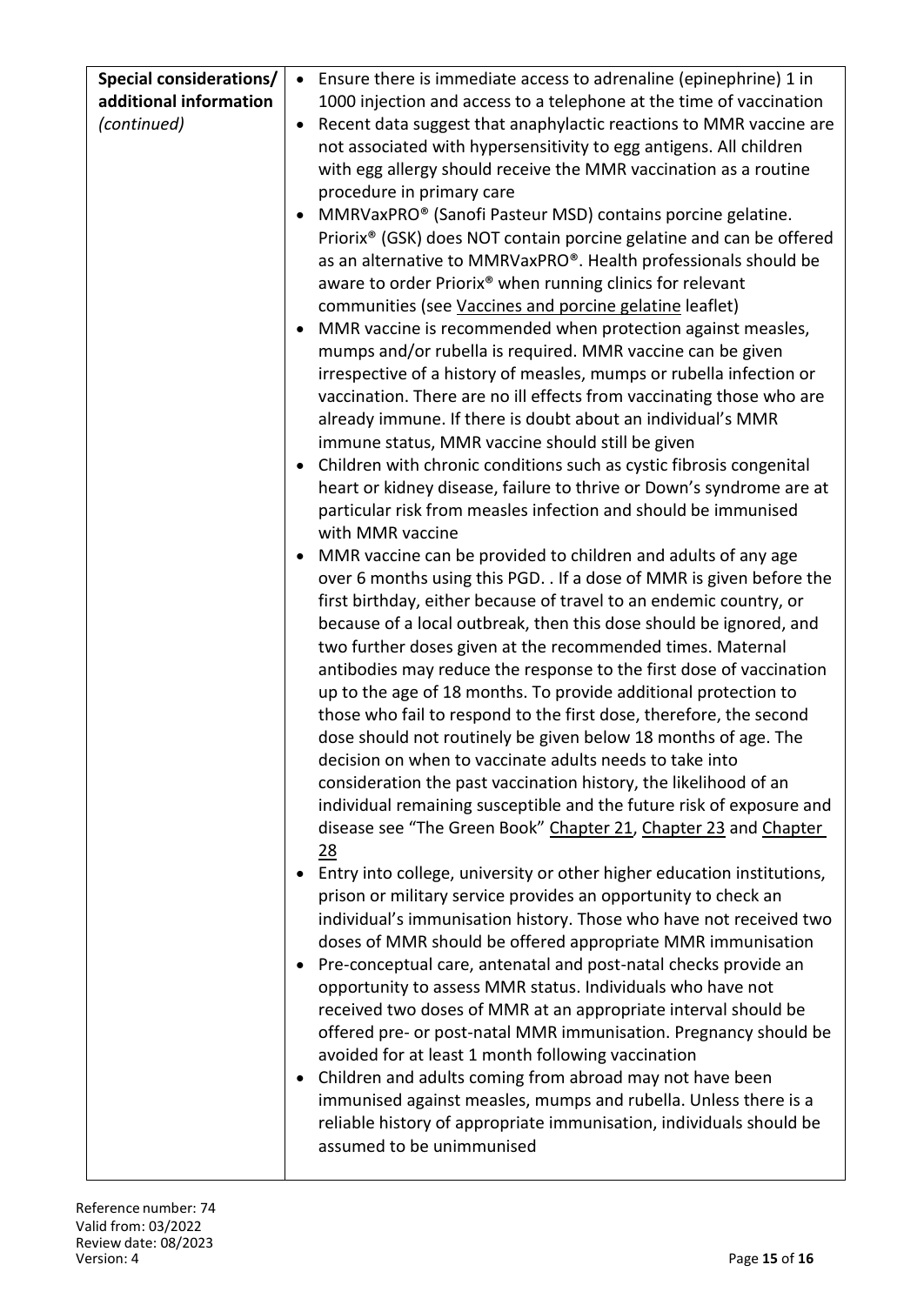| Special considerations/ additional information *(continued)* | <ul><li>Ensure there is immediate access to adrenaline (epinephrine) 1 in 1000 injection and access to a telephone at the time of vaccination</li><li>Recent data suggest that anaphylactic reactions to MMR vaccine are not associated with hypersensitivity to egg antigens. All children with egg allergy should receive the MMR vaccination as a routine procedure in primary care</li><li>MMRVaxPRO® (Sanofi Pasteur MSD) contains porcine gelatine. Priorix® (GSK) does NOT contain porcine gelatine and can be offered as an alternative to MMRVaxPRO®. Health professionals should be aware to order Priorix® when running clinics for relevant communities (see Vaccines and porcine gelatine leaflet)</li><li>MMR vaccine is recommended when protection against measles, mumps and/or rubella is required. MMR vaccine can be given irrespective of a history of measles, mumps or rubella infection or vaccination. There are no ill effects from vaccinating those who are already immune. If there is doubt about an individual's MMR immune status, MMR vaccine should still be given</li><li>Children with chronic conditions such as cystic fibrosis congenital heart or kidney disease, failure to thrive or Down's syndrome are at particular risk from measles infection and should be immunised with MMR vaccine</li><li>MMR vaccine can be provided to children and adults of any age over 6 months using this PGD. . If a dose of MMR is given before the first birthday, either because of travel to an endemic country, or because of a local outbreak, then this dose should be ignored, and two further doses given at the recommended times. Maternal antibodies may reduce the response to the first dose of vaccination up to the age of 18 months. To provide additional protection to those who fail to respond to the first dose, therefore, the second dose should not routinely be given below 18 months of age. The decision on when to vaccinate adults needs to take into consideration the past vaccination history, the likelihood of an individual remaining susceptible and the future risk of exposure and disease see "The Green Book" Chapter 21, Chapter 23 and Chapter 28</li><li>Entry into college, university or other higher education institutions, prison or military service provides an opportunity to check an individual's immunisation history. Those who have not received two doses of MMR should be offered appropriate MMR immunisation</li><li>Pre-conceptual care, antenatal and post-natal checks provide an opportunity to assess MMR status. Individuals who have not received two doses of MMR at an appropriate interval should be offered pre- or post-natal MMR immunisation. Pregnancy should be avoided for at least 1 month following vaccination</li><li>Children and adults coming from abroad may not have been immunised against measles, mumps and rubella. Unless there is a reliable history of appropriate immunisation, individuals should be assumed to be unimmunised</li></ul> |
|---|---|

Reference number: 74
Valid from: 03/2022
Review date: 08/2023
Version: 4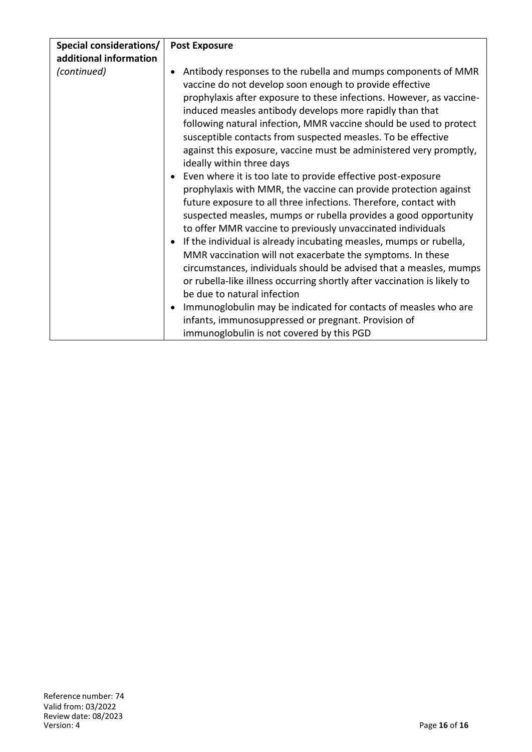| Special considerations/ additional information *(continued)* | **Post Exposure**<br>• Antibody responses to the rubella and mumps components of MMR vaccine do not develop soon enough to provide effective prophylaxis after exposure to these infections. However, as vaccine-induced measles antibody develops more rapidly than that following natural infection, MMR vaccine should be used to protect susceptible contacts from suspected measles. To be effective against this exposure, vaccine must be administered very promptly, ideally within three days<br>• Even where it is too late to provide effective post-exposure prophylaxis with MMR, the vaccine can provide protection against future exposure to all three infections. Therefore, contact with suspected measles, mumps or rubella provides a good opportunity to offer MMR vaccine to previously unvaccinated individuals<br>• If the individual is already incubating measles, mumps or rubella, MMR vaccination will not exacerbate the symptoms. In these circumstances, individuals should be advised that a measles, mumps or rubella-like illness occurring shortly after vaccination is likely to be due to natural infection<br>• Immunoglobulin may be indicated for contacts of measles who are infants, immunosuppressed or pregnant. Provision of immunoglobulin is not covered by this PGD |
|---|---|

Reference number: 74
Valid from: 03/2022
Review date: 08/2023
Version: 4